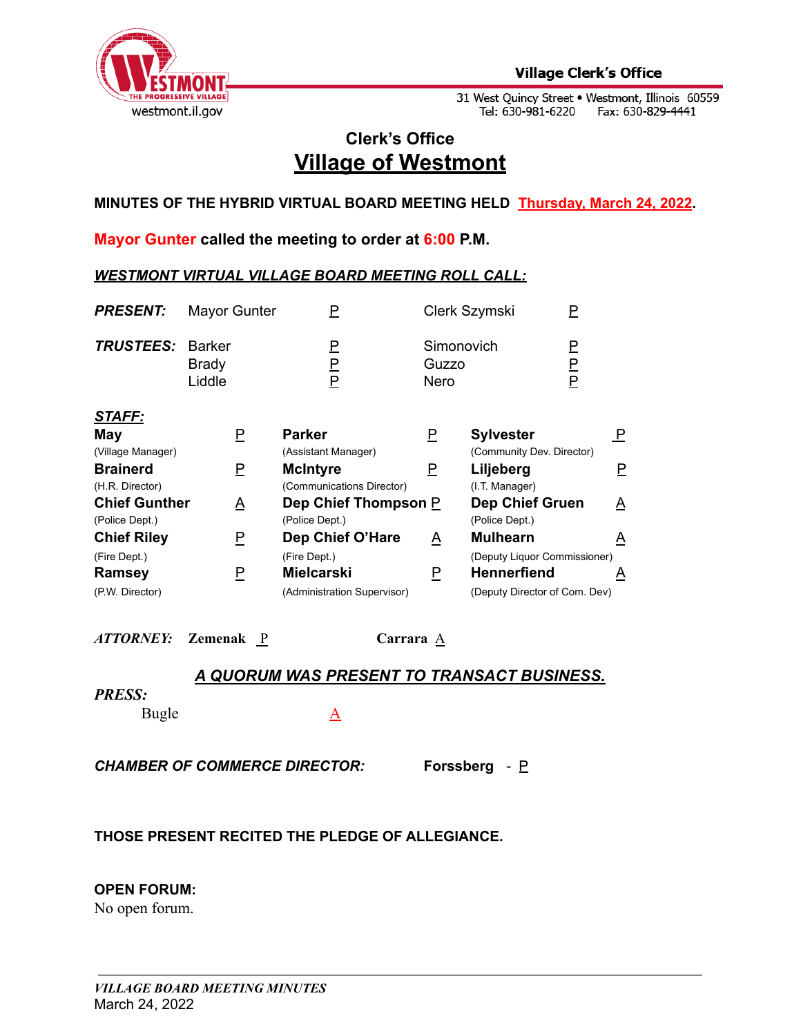Village Clerk's Office

31 West Quincy Street • Westmont, Illinois 60559
Tel: 630-981-6220 Fax: 630-829-4441

## Clerk's Office

# Village of Westmont

**MINUTES OF THE HYBRID VIRTUAL BOARD MEETING HELD Thursday, March 24, 2022.**

**Mayor Gunter called the meeting to order at 6:00 P.M.**

***WESTMONT VIRTUAL VILLAGE BOARD MEETING ROLL CALL:***

| | | | | |
|---|---|---|---|---|
| ***PRESENT:*** | Mayor Gunter | P | Clerk Szymski | P |
| ***TRUSTEES:*** | Barker | P | Simonovich | P |
| | Brady | P | Guzzo | P |
| | Liddle | P | Nero | P |

***STAFF:***

| | | | | | |
|---|---|---|---|---|---|
| **May** (Village Manager) | P | **Parker** (Assistant Manager) | P | **Sylvester** (Community Dev. Director) | P |
| **Brainerd** (H.R. Director) | P | **McIntyre** (Communications Director) | P | **Liljeberg** (I.T. Manager) | P |
| **Chief Gunther** (Police Dept.) | A | **Dep Chief Thompson** (Police Dept.) | P | **Dep Chief Gruen** (Police Dept.) | A |
| **Chief Riley** (Fire Dept.) | P | **Dep Chief O'Hare** (Fire Dept.) | A | **Mulhearn** (Deputy Liquor Commissioner) | A |
| **Ramsey** (P.W. Director) | P | **Mielcarski** (Administration Supervisor) | P | **Hennerfiend** (Deputy Director of Com. Dev) | A |

***ATTORNEY:*** **Zemenak** P  **Carrara** A

***A QUORUM WAS PRESENT TO TRANSACT BUSINESS.***

***PRESS:***

Bugle A

***CHAMBER OF COMMERCE DIRECTOR:*** **Forssberg** - P

**THOSE PRESENT RECITED THE PLEDGE OF ALLEGIANCE.**

**OPEN FORUM:**

No open forum.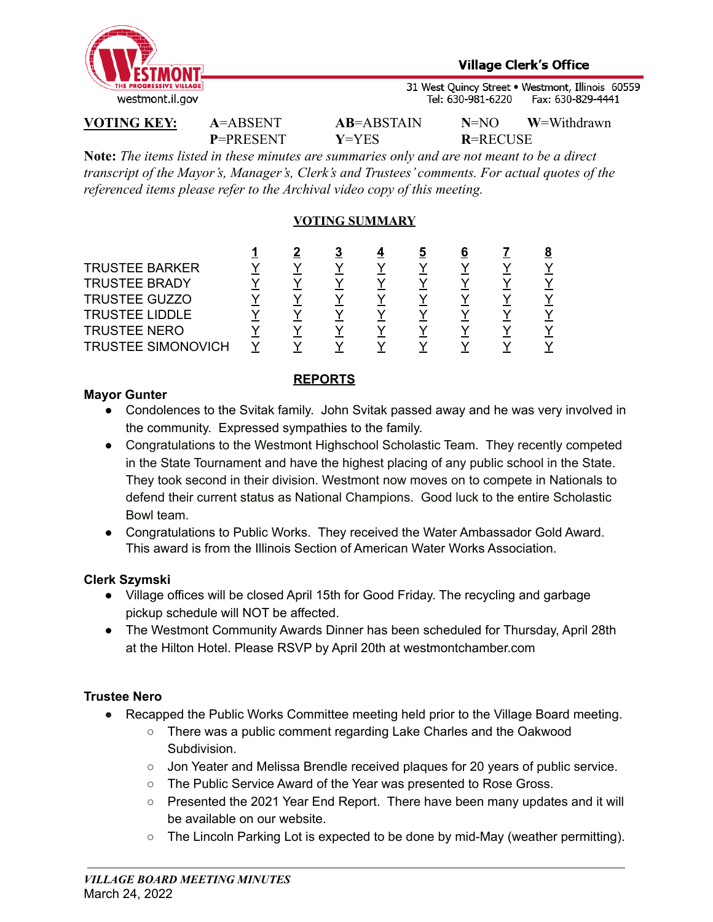**VOTING KEY:** **A**=ABSENT **AB**=ABSTAIN **N**=NO **W**=Withdrawn **P**=PRESENT **Y**=YES **R**=RECUSE

**Note:** *The items listed in these minutes are summaries only and are not meant to be a direct transcript of the Mayor's, Manager's, Clerk's and Trustees' comments. For actual quotes of the referenced items please refer to the Archival video copy of this meeting.*

**VOTING SUMMARY**

| | 1 | 2 | 3 | 4 | 5 | 6 | 7 | 8 |
|---|---|---|---|---|---|---|---|---|
| TRUSTEE BARKER | Y | Y | Y | Y | Y | Y | Y | Y |
| TRUSTEE BRADY | Y | Y | Y | Y | Y | Y | Y | Y |
| TRUSTEE GUZZO | Y | Y | Y | Y | Y | Y | Y | Y |
| TRUSTEE LIDDLE | Y | Y | Y | Y | Y | Y | Y | Y |
| TRUSTEE NERO | Y | Y | Y | Y | Y | Y | Y | Y |
| TRUSTEE SIMONOVICH | Y | Y | Y | Y | Y | Y | Y | Y |

## REPORTS

**Mayor Gunter**

- Condolences to the Svitak family. John Svitak passed away and he was very involved in the community. Expressed sympathies to the family.
- Congratulations to the Westmont Highschool Scholastic Team. They recently competed in the State Tournament and have the highest placing of any public school in the State. They took second in their division. Westmont now moves on to compete in Nationals to defend their current status as National Champions. Good luck to the entire Scholastic Bowl team.
- Congratulations to Public Works. They received the Water Ambassador Gold Award. This award is from the Illinois Section of American Water Works Association.

**Clerk Szymski**

- Village offices will be closed April 15th for Good Friday. The recycling and garbage pickup schedule will NOT be affected.
- The Westmont Community Awards Dinner has been scheduled for Thursday, April 28th at the Hilton Hotel. Please RSVP by April 20th at westmontchamber.com

**Trustee Nero**

- Recapped the Public Works Committee meeting held prior to the Village Board meeting.
  - There was a public comment regarding Lake Charles and the Oakwood Subdivision.
  - Jon Yeater and Melissa Brendle received plaques for 20 years of public service.
  - The Public Service Award of the Year was presented to Rose Gross.
  - Presented the 2021 Year End Report. There have been many updates and it will be available on our website.
  - The Lincoln Parking Lot is expected to be done by mid-May (weather permitting).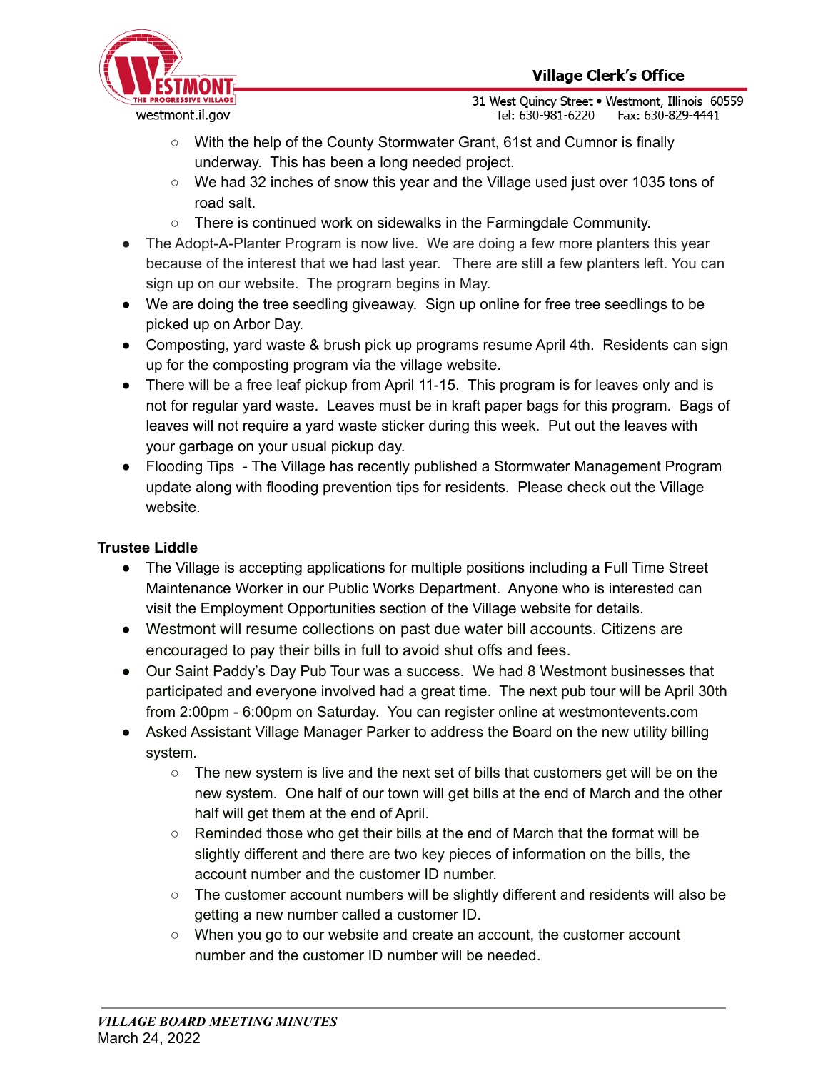- With the help of the County Stormwater Grant, 61st and Cumnor is finally underway. This has been a long needed project.
    - We had 32 inches of snow this year and the Village used just over 1035 tons of road salt.
    - There is continued work on sidewalks in the Farmingdale Community.
- The Adopt-A-Planter Program is now live. We are doing a few more planters this year because of the interest that we had last year. There are still a few planters left. You can sign up on our website. The program begins in May.
- We are doing the tree seedling giveaway. Sign up online for free tree seedlings to be picked up on Arbor Day.
- Composting, yard waste & brush pick up programs resume April 4th. Residents can sign up for the composting program via the village website.
- There will be a free leaf pickup from April 11-15. This program is for leaves only and is not for regular yard waste. Leaves must be in kraft paper bags for this program. Bags of leaves will not require a yard waste sticker during this week. Put out the leaves with your garbage on your usual pickup day.
- Flooding Tips - The Village has recently published a Stormwater Management Program update along with flooding prevention tips for residents. Please check out the Village website.

**Trustee Liddle**

- The Village is accepting applications for multiple positions including a Full Time Street Maintenance Worker in our Public Works Department. Anyone who is interested can visit the Employment Opportunities section of the Village website for details.
- Westmont will resume collections on past due water bill accounts. Citizens are encouraged to pay their bills in full to avoid shut offs and fees.
- Our Saint Paddy's Day Pub Tour was a success. We had 8 Westmont businesses that participated and everyone involved had a great time. The next pub tour will be April 30th from 2:00pm - 6:00pm on Saturday. You can register online at westmontevents.com
- Asked Assistant Village Manager Parker to address the Board on the new utility billing system.
    - The new system is live and the next set of bills that customers get will be on the new system. One half of our town will get bills at the end of March and the other half will get them at the end of April.
    - Reminded those who get their bills at the end of March that the format will be slightly different and there are two key pieces of information on the bills, the account number and the customer ID number.
    - The customer account numbers will be slightly different and residents will also be getting a new number called a customer ID.
    - When you go to our website and create an account, the customer account number and the customer ID number will be needed.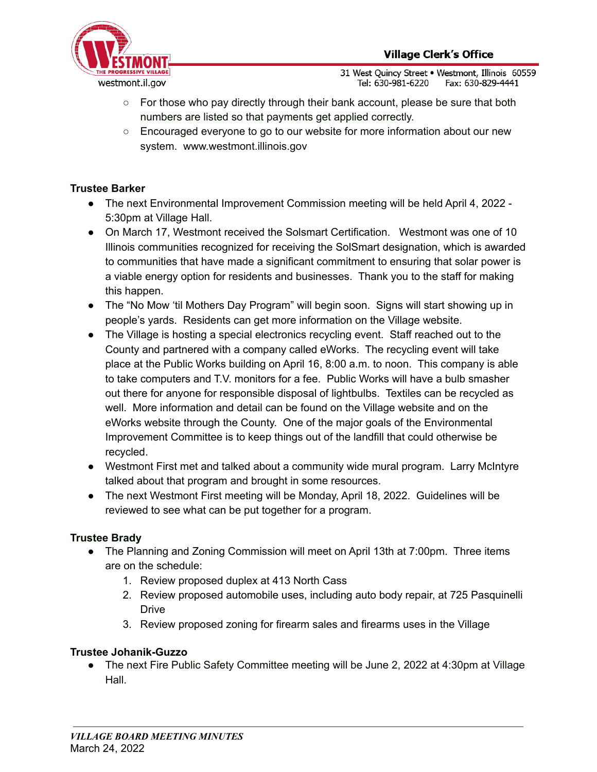- For those who pay directly through their bank account, please be sure that both numbers are listed so that payments get applied correctly.
- Encouraged everyone to go to our website for more information about our new system. www.westmont.illinois.gov

**Trustee Barker**

- The next Environmental Improvement Commission meeting will be held April 4, 2022 - 5:30pm at Village Hall.
- On March 17, Westmont received the Solsmart Certification. Westmont was one of 10 Illinois communities recognized for receiving the SolSmart designation, which is awarded to communities that have made a significant commitment to ensuring that solar power is a viable energy option for residents and businesses. Thank you to the staff for making this happen.
- The "No Mow 'til Mothers Day Program" will begin soon. Signs will start showing up in people's yards. Residents can get more information on the Village website.
- The Village is hosting a special electronics recycling event. Staff reached out to the County and partnered with a company called eWorks. The recycling event will take place at the Public Works building on April 16, 8:00 a.m. to noon. This company is able to take computers and T.V. monitors for a fee. Public Works will have a bulb smasher out there for anyone for responsible disposal of lightbulbs. Textiles can be recycled as well. More information and detail can be found on the Village website and on the eWorks website through the County. One of the major goals of the Environmental Improvement Committee is to keep things out of the landfill that could otherwise be recycled.
- Westmont First met and talked about a community wide mural program. Larry McIntyre talked about that program and brought in some resources.
- The next Westmont First meeting will be Monday, April 18, 2022. Guidelines will be reviewed to see what can be put together for a program.

**Trustee Brady**

- The Planning and Zoning Commission will meet on April 13th at 7:00pm. Three items are on the schedule:
  1. Review proposed duplex at 413 North Cass
  2. Review proposed automobile uses, including auto body repair, at 725 Pasquinelli Drive
  3. Review proposed zoning for firearm sales and firearms uses in the Village

**Trustee Johanik-Guzzo**

- The next Fire Public Safety Committee meeting will be June 2, 2022 at 4:30pm at Village Hall.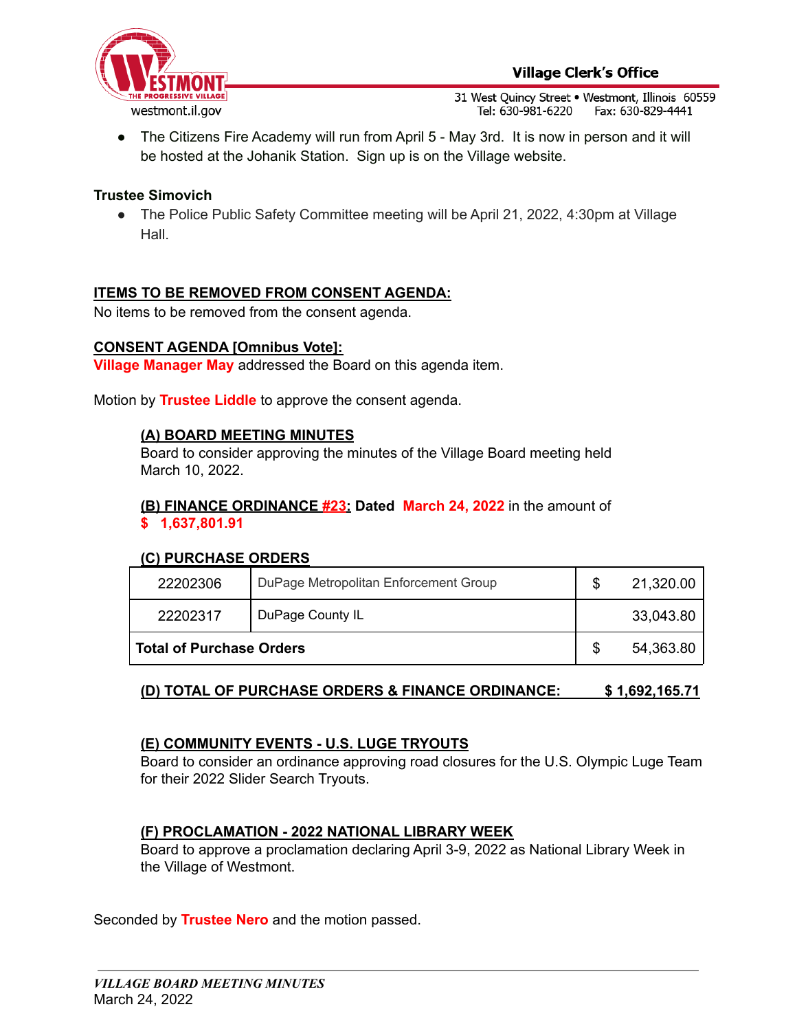- The Citizens Fire Academy will run from April 5 - May 3rd. It is now in person and it will be hosted at the Johanik Station. Sign up is on the Village website.

**Trustee Simovich**

- The Police Public Safety Committee meeting will be April 21, 2022, 4:30pm at Village Hall.

**ITEMS TO BE REMOVED FROM CONSENT AGENDA:**

No items to be removed from the consent agenda.

**CONSENT AGENDA [Omnibus Vote]:**

**Village Manager May** addressed the Board on this agenda item.

Motion by **Trustee Liddle** to approve the consent agenda.

**(A) BOARD MEETING MINUTES**

Board to consider approving the minutes of the Village Board meeting held March 10, 2022.

**(B) FINANCE ORDINANCE #23: Dated March 24, 2022** in the amount of **$ 1,637,801.91**

**(C) PURCHASE ORDERS**

| | | | |
|---|---|---|---|
| 22202306 | DuPage Metropolitan Enforcement Group | $ | 21,320.00 |
| 22202317 | DuPage County IL | | 33,043.80 |
| **Total of Purchase Orders** | | $ | 54,363.80 |

**(D) TOTAL OF PURCHASE ORDERS & FINANCE ORDINANCE: $ 1,692,165.71**

**(E) COMMUNITY EVENTS - U.S. LUGE TRYOUTS**

Board to consider an ordinance approving road closures for the U.S. Olympic Luge Team for their 2022 Slider Search Tryouts.

**(F) PROCLAMATION - 2022 NATIONAL LIBRARY WEEK**

Board to approve a proclamation declaring April 3-9, 2022 as National Library Week in the Village of Westmont.

Seconded by **Trustee Nero** and the motion passed.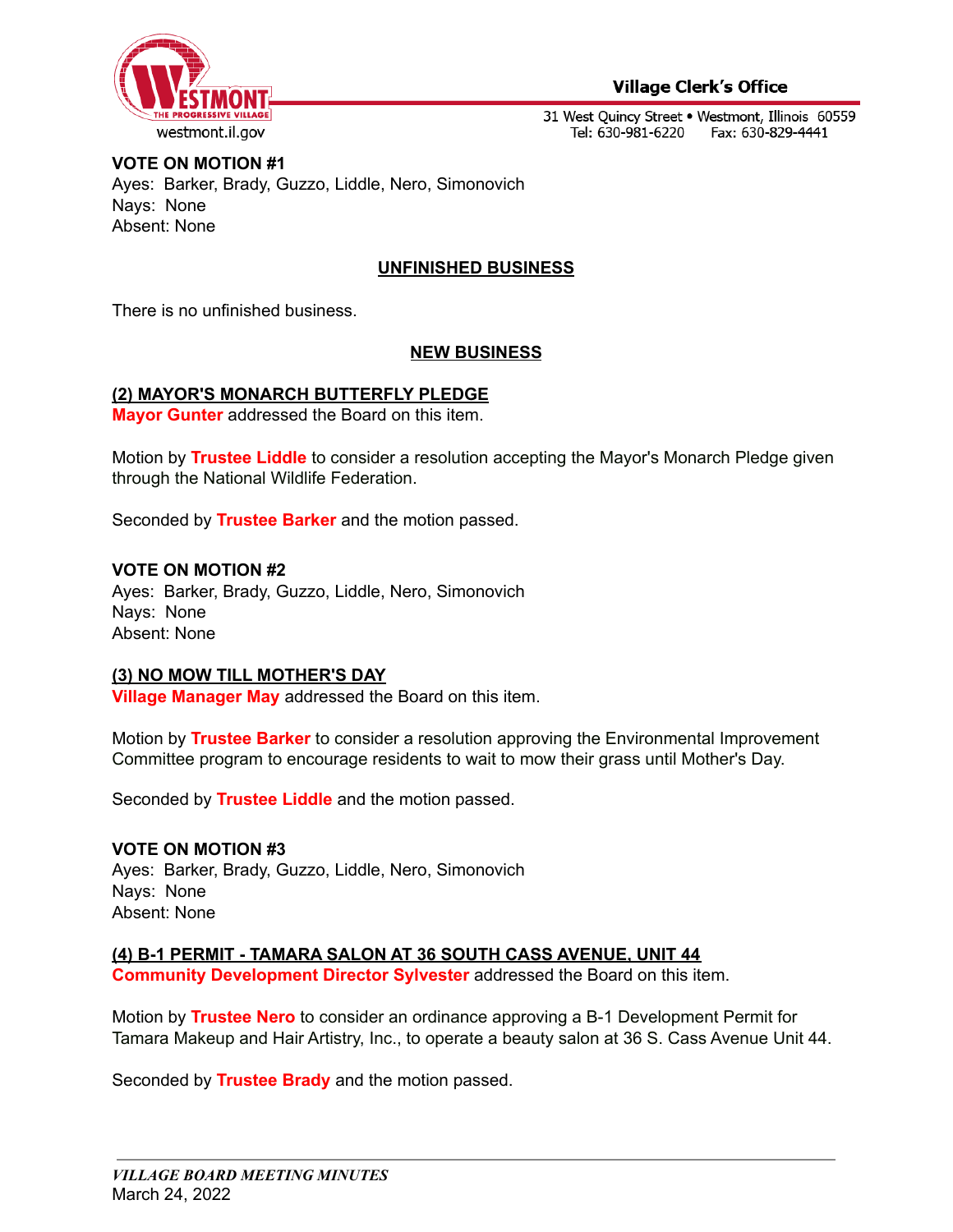**VOTE ON MOTION #1**
Ayes: Barker, Brady, Guzzo, Liddle, Nero, Simonovich
Nays: None
Absent: None

## UNFINISHED BUSINESS

There is no unfinished business.

## NEW BUSINESS

### (2) MAYOR'S MONARCH BUTTERFLY PLEDGE

**Mayor Gunter** addressed the Board on this item.

Motion by **Trustee Liddle** to consider a resolution accepting the Mayor's Monarch Pledge given through the National Wildlife Federation.

Seconded by **Trustee Barker** and the motion passed.

**VOTE ON MOTION #2**
Ayes: Barker, Brady, Guzzo, Liddle, Nero, Simonovich
Nays: None
Absent: None

### (3) NO MOW TILL MOTHER'S DAY

**Village Manager May** addressed the Board on this item.

Motion by **Trustee Barker** to consider a resolution approving the Environmental Improvement Committee program to encourage residents to wait to mow their grass until Mother's Day.

Seconded by **Trustee Liddle** and the motion passed.

**VOTE ON MOTION #3**
Ayes: Barker, Brady, Guzzo, Liddle, Nero, Simonovich
Nays: None
Absent: None

### (4) B-1 PERMIT - TAMARA SALON AT 36 SOUTH CASS AVENUE, UNIT 44

**Community Development Director Sylvester** addressed the Board on this item.

Motion by **Trustee Nero** to consider an ordinance approving a B-1 Development Permit for Tamara Makeup and Hair Artistry, Inc., to operate a beauty salon at 36 S. Cass Avenue Unit 44.

Seconded by **Trustee Brady** and the motion passed.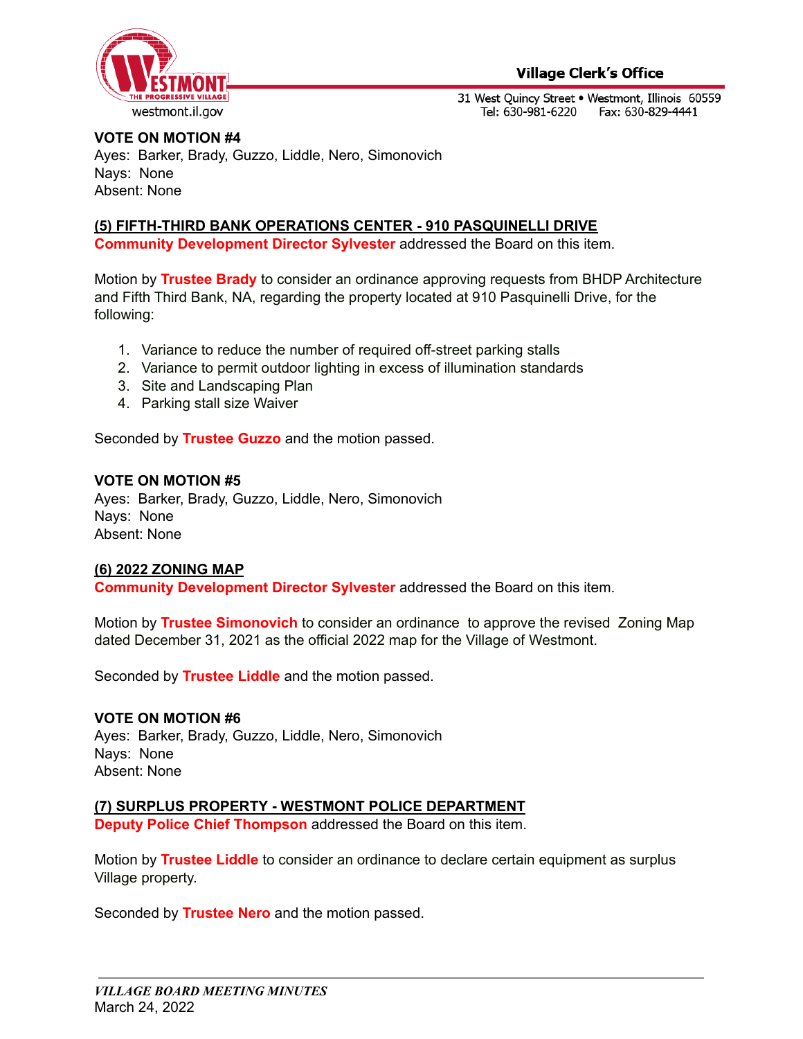**VOTE ON MOTION #4**
Ayes: Barker, Brady, Guzzo, Liddle, Nero, Simonovich
Nays: None
Absent: None

**(5) FIFTH-THIRD BANK OPERATIONS CENTER - 910 PASQUINELLI DRIVE**
**Community Development Director Sylvester** addressed the Board on this item.

Motion by **Trustee Brady** to consider an ordinance approving requests from BHDP Architecture and Fifth Third Bank, NA, regarding the property located at 910 Pasquinelli Drive, for the following:

1. Variance to reduce the number of required off-street parking stalls
2. Variance to permit outdoor lighting in excess of illumination standards
3. Site and Landscaping Plan
4. Parking stall size Waiver

Seconded by **Trustee Guzzo** and the motion passed.

**VOTE ON MOTION #5**
Ayes: Barker, Brady, Guzzo, Liddle, Nero, Simonovich
Nays: None
Absent: None

**(6) 2022 ZONING MAP**
**Community Development Director Sylvester** addressed the Board on this item.

Motion by **Trustee Simonovich** to consider an ordinance to approve the revised Zoning Map dated December 31, 2021 as the official 2022 map for the Village of Westmont.

Seconded by **Trustee Liddle** and the motion passed.

**VOTE ON MOTION #6**
Ayes: Barker, Brady, Guzzo, Liddle, Nero, Simonovich
Nays: None
Absent: None

**(7) SURPLUS PROPERTY - WESTMONT POLICE DEPARTMENT**
**Deputy Police Chief Thompson** addressed the Board on this item.

Motion by **Trustee Liddle** to consider an ordinance to declare certain equipment as surplus Village property.

Seconded by **Trustee Nero** and the motion passed.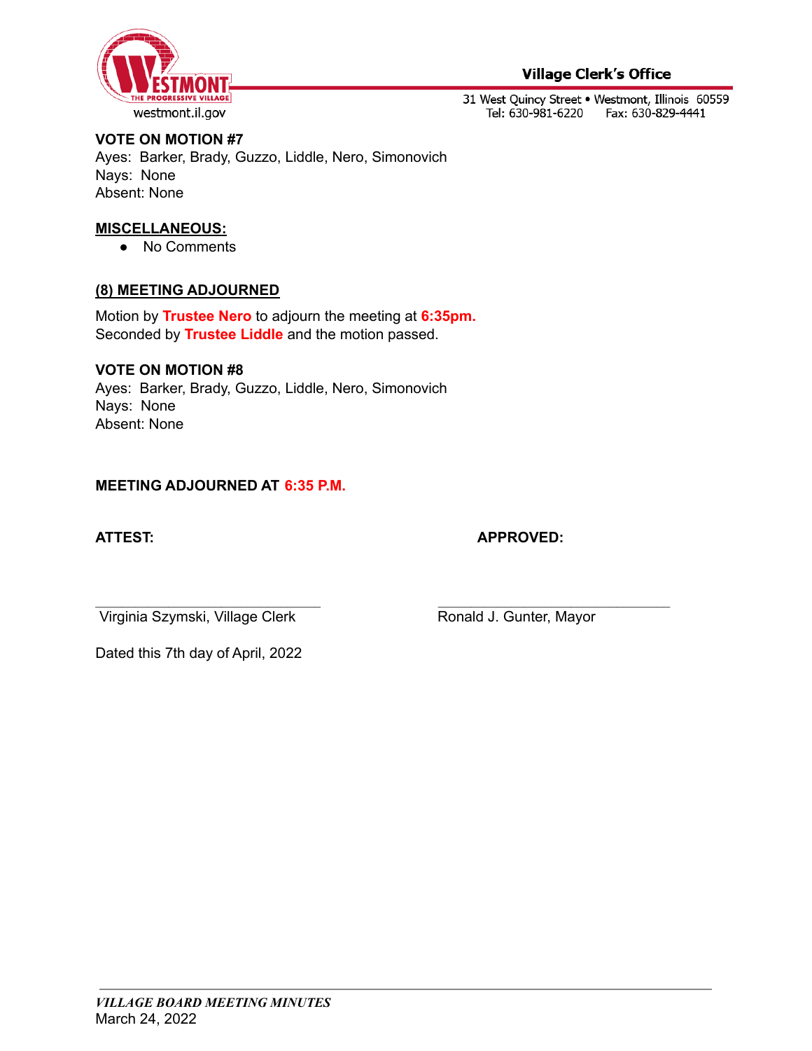**VOTE ON MOTION #7**
Ayes: Barker, Brady, Guzzo, Liddle, Nero, Simonovich
Nays: None
Absent: None

**MISCELLANEOUS:**

- No Comments

**(8) MEETING ADJOURNED**

Motion by **Trustee Nero** to adjourn the meeting at **6:35pm.**
Seconded by **Trustee Liddle** and the motion passed.

**VOTE ON MOTION #8**
Ayes: Barker, Brady, Guzzo, Liddle, Nero, Simonovich
Nays: None
Absent: None

**MEETING ADJOURNED AT 6:35 P.M.**

**ATTEST:**

\_\_\_\_\_\_\_\_\_\_\_\_\_\_\_\_\_\_\_\_\_\_\_\_\_\_\_\_\_\_
Virginia Szymski, Village Clerk

**APPROVED:**

\_\_\_\_\_\_\_\_\_\_\_\_\_\_\_\_\_\_\_\_\_\_\_\_\_\_\_\_\_\_
Ronald J. Gunter, Mayor

Dated this 7th day of April, 2022